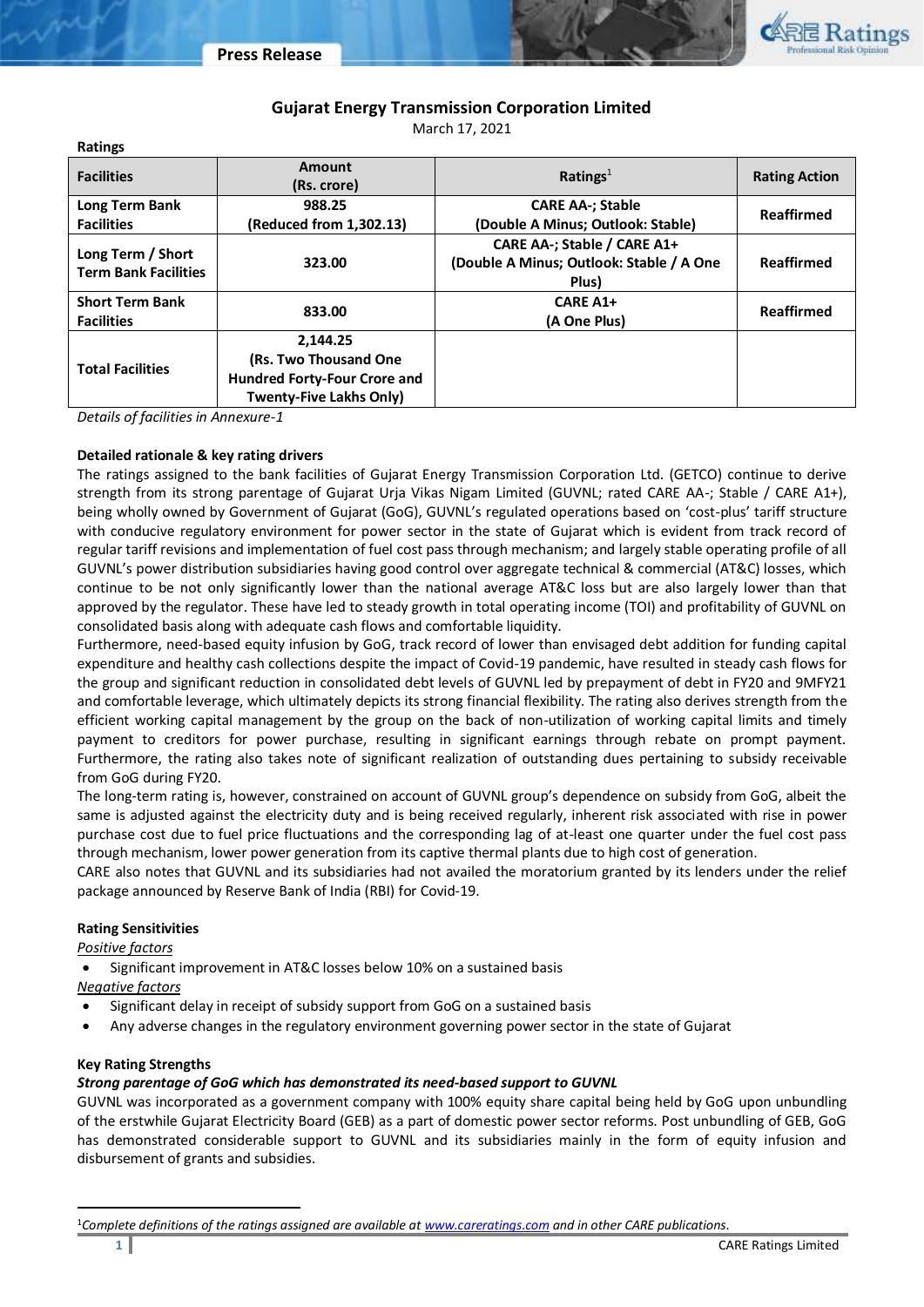# Gujarat Energy Transmission Corporation Limited

March 17, 2021

**Ratings**

| Facilities | Amount (Rs. crore) | Ratings[1] | Rating Action |
|---|---|---|---|
| Long Term Bank Facilities | 988.25 (Reduced from 1,302.13) | CARE AA-; Stable (Double A Minus; Outlook: Stable) | Reaffirmed |
| Long Term / Short Term Bank Facilities | 323.00 | CARE AA-; Stable / CARE A1+ (Double A Minus; Outlook: Stable / A One Plus) | Reaffirmed |
| Short Term Bank Facilities | 833.00 | CARE A1+ (A One Plus) | Reaffirmed |
| Total Facilities | 2,144.25 (Rs. Two Thousand One Hundred Forty-Four Crore and Twenty-Five Lakhs Only) | | |

*Details of facilities in Annexure-1*

**Detailed rationale & key rating drivers**

The ratings assigned to the bank facilities of Gujarat Energy Transmission Corporation Ltd. (GETCO) continue to derive strength from its strong parentage of Gujarat Urja Vikas Nigam Limited (GUVNL; rated CARE AA-; Stable / CARE A1+), being wholly owned by Government of Gujarat (GoG), GUVNL's regulated operations based on 'cost-plus' tariff structure with conducive regulatory environment for power sector in the state of Gujarat which is evident from track record of regular tariff revisions and implementation of fuel cost pass through mechanism; and largely stable operating profile of all GUVNL's power distribution subsidiaries having good control over aggregate technical & commercial (AT&C) losses, which continue to be not only significantly lower than the national average AT&C loss but are also largely lower than that approved by the regulator. These have led to steady growth in total operating income (TOI) and profitability of GUVNL on consolidated basis along with adequate cash flows and comfortable liquidity.

Furthermore, need-based equity infusion by GoG, track record of lower than envisaged debt addition for funding capital expenditure and healthy cash collections despite the impact of Covid-19 pandemic, have resulted in steady cash flows for the group and significant reduction in consolidated debt levels of GUVNL led by prepayment of debt in FY20 and 9MFY21 and comfortable leverage, which ultimately depicts its strong financial flexibility. The rating also derives strength from the efficient working capital management by the group on the back of non-utilization of working capital limits and timely payment to creditors for power purchase, resulting in significant earnings through rebate on prompt payment. Furthermore, the rating also takes note of significant realization of outstanding dues pertaining to subsidy receivable from GoG during FY20.

The long-term rating is, however, constrained on account of GUVNL group's dependence on subsidy from GoG, albeit the same is adjusted against the electricity duty and is being received regularly, inherent risk associated with rise in power purchase cost due to fuel price fluctuations and the corresponding lag of at-least one quarter under the fuel cost pass through mechanism, lower power generation from its captive thermal plants due to high cost of generation.

CARE also notes that GUVNL and its subsidiaries had not availed the moratorium granted by its lenders under the relief package announced by Reserve Bank of India (RBI) for Covid-19.

**Rating Sensitivities**

*Positive factors*

- Significant improvement in AT&C losses below 10% on a sustained basis

*Negative factors*

- Significant delay in receipt of subsidy support from GoG on a sustained basis
- Any adverse changes in the regulatory environment governing power sector in the state of Gujarat

**Key Rating Strengths**

***Strong parentage of GoG which has demonstrated its need-based support to GUVNL***

GUVNL was incorporated as a government company with 100% equity share capital being held by GoG upon unbundling of the erstwhile Gujarat Electricity Board (GEB) as a part of domestic power sector reforms. Post unbundling of GEB, GoG has demonstrated considerable support to GUVNL and its subsidiaries mainly in the form of equity infusion and disbursement of grants and subsidies.

[1]*Complete definitions of the ratings assigned are available at www.careratings.com and in other CARE publications.*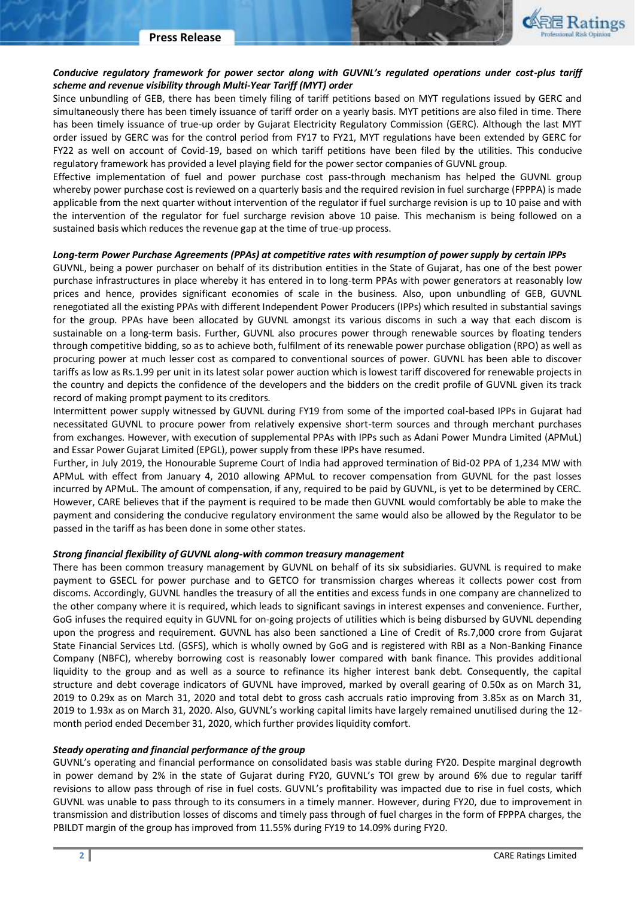***Conducive regulatory framework for power sector along with GUVNL's regulated operations under cost-plus tariff scheme and revenue visibility through Multi-Year Tariff (MYT) order***

Since unbundling of GEB, there has been timely filing of tariff petitions based on MYT regulations issued by GERC and simultaneously there has been timely issuance of tariff order on a yearly basis. MYT petitions are also filed in time. There has been timely issuance of true-up order by Gujarat Electricity Regulatory Commission (GERC). Although the last MYT order issued by GERC was for the control period from FY17 to FY21, MYT regulations have been extended by GERC for FY22 as well on account of Covid-19, based on which tariff petitions have been filed by the utilities. This conducive regulatory framework has provided a level playing field for the power sector companies of GUVNL group.

Effective implementation of fuel and power purchase cost pass-through mechanism has helped the GUVNL group whereby power purchase cost is reviewed on a quarterly basis and the required revision in fuel surcharge (FPPPA) is made applicable from the next quarter without intervention of the regulator if fuel surcharge revision is up to 10 paise and with the intervention of the regulator for fuel surcharge revision above 10 paise. This mechanism is being followed on a sustained basis which reduces the revenue gap at the time of true-up process.

***Long-term Power Purchase Agreements (PPAs) at competitive rates with resumption of power supply by certain IPPs***

GUVNL, being a power purchaser on behalf of its distribution entities in the State of Gujarat, has one of the best power purchase infrastructures in place whereby it has entered in to long-term PPAs with power generators at reasonably low prices and hence, provides significant economies of scale in the business. Also, upon unbundling of GEB, GUVNL renegotiated all the existing PPAs with different Independent Power Producers (IPPs) which resulted in substantial savings for the group. PPAs have been allocated by GUVNL amongst its various discoms in such a way that each discom is sustainable on a long-term basis. Further, GUVNL also procures power through renewable sources by floating tenders through competitive bidding, so as to achieve both, fulfilment of its renewable power purchase obligation (RPO) as well as procuring power at much lesser cost as compared to conventional sources of power. GUVNL has been able to discover tariffs as low as Rs.1.99 per unit in its latest solar power auction which is lowest tariff discovered for renewable projects in the country and depicts the confidence of the developers and the bidders on the credit profile of GUVNL given its track record of making prompt payment to its creditors.

Intermittent power supply witnessed by GUVNL during FY19 from some of the imported coal-based IPPs in Gujarat had necessitated GUVNL to procure power from relatively expensive short-term sources and through merchant purchases from exchanges. However, with execution of supplemental PPAs with IPPs such as Adani Power Mundra Limited (APMuL) and Essar Power Gujarat Limited (EPGL), power supply from these IPPs have resumed.

Further, in July 2019, the Honourable Supreme Court of India had approved termination of Bid-02 PPA of 1,234 MW with APMuL with effect from January 4, 2010 allowing APMuL to recover compensation from GUVNL for the past losses incurred by APMuL. The amount of compensation, if any, required to be paid by GUVNL, is yet to be determined by CERC. However, CARE believes that if the payment is required to be made then GUVNL would comfortably be able to make the payment and considering the conducive regulatory environment the same would also be allowed by the Regulator to be passed in the tariff as has been done in some other states.

***Strong financial flexibility of GUVNL along-with common treasury management***

There has been common treasury management by GUVNL on behalf of its six subsidiaries. GUVNL is required to make payment to GSECL for power purchase and to GETCO for transmission charges whereas it collects power cost from discoms. Accordingly, GUVNL handles the treasury of all the entities and excess funds in one company are channelized to the other company where it is required, which leads to significant savings in interest expenses and convenience. Further, GoG infuses the required equity in GUVNL for on-going projects of utilities which is being disbursed by GUVNL depending upon the progress and requirement. GUVNL has also been sanctioned a Line of Credit of Rs.7,000 crore from Gujarat State Financial Services Ltd. (GSFS), which is wholly owned by GoG and is registered with RBI as a Non-Banking Finance Company (NBFC), whereby borrowing cost is reasonably lower compared with bank finance. This provides additional liquidity to the group and as well as a source to refinance its higher interest bank debt. Consequently, the capital structure and debt coverage indicators of GUVNL have improved, marked by overall gearing of 0.50x as on March 31, 2019 to 0.29x as on March 31, 2020 and total debt to gross cash accruals ratio improving from 3.85x as on March 31, 2019 to 1.93x as on March 31, 2020. Also, GUVNL's working capital limits have largely remained unutilised during the 12-month period ended December 31, 2020, which further provides liquidity comfort.

***Steady operating and financial performance of the group***

GUVNL's operating and financial performance on consolidated basis was stable during FY20. Despite marginal degrowth in power demand by 2% in the state of Gujarat during FY20, GUVNL's TOI grew by around 6% due to regular tariff revisions to allow pass through of rise in fuel costs. GUVNL's profitability was impacted due to rise in fuel costs, which GUVNL was unable to pass through to its consumers in a timely manner. However, during FY20, due to improvement in transmission and distribution losses of discoms and timely pass through of fuel charges in the form of FPPPA charges, the PBILDT margin of the group has improved from 11.55% during FY19 to 14.09% during FY20.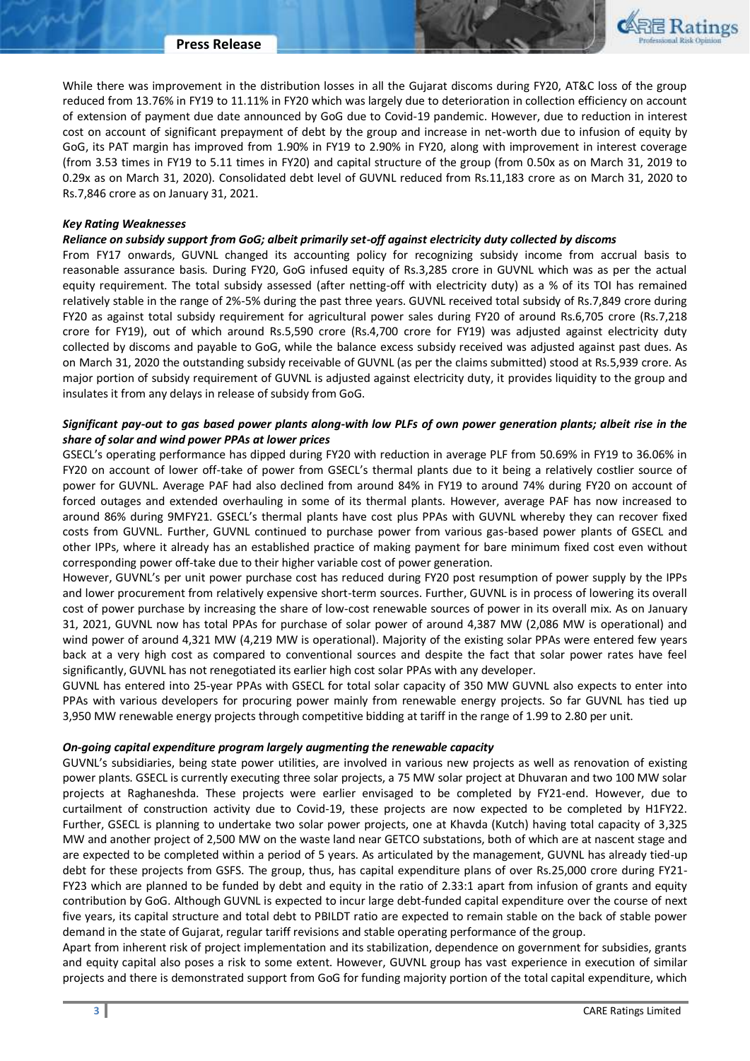While there was improvement in the distribution losses in all the Gujarat discoms during FY20, AT&C loss of the group reduced from 13.76% in FY19 to 11.11% in FY20 which was largely due to deterioration in collection efficiency on account of extension of payment due date announced by GoG due to Covid-19 pandemic. However, due to reduction in interest cost on account of significant prepayment of debt by the group and increase in net-worth due to infusion of equity by GoG, its PAT margin has improved from 1.90% in FY19 to 2.90% in FY20, along with improvement in interest coverage (from 3.53 times in FY19 to 5.11 times in FY20) and capital structure of the group (from 0.50x as on March 31, 2019 to 0.29x as on March 31, 2020). Consolidated debt level of GUVNL reduced from Rs.11,183 crore as on March 31, 2020 to Rs.7,846 crore as on January 31, 2021.

***Key Rating Weaknesses***

***Reliance on subsidy support from GoG; albeit primarily set-off against electricity duty collected by discoms***

From FY17 onwards, GUVNL changed its accounting policy for recognizing subsidy income from accrual basis to reasonable assurance basis. During FY20, GoG infused equity of Rs.3,285 crore in GUVNL which was as per the actual equity requirement. The total subsidy assessed (after netting-off with electricity duty) as a % of its TOI has remained relatively stable in the range of 2%-5% during the past three years. GUVNL received total subsidy of Rs.7,849 crore during FY20 as against total subsidy requirement for agricultural power sales during FY20 of around Rs.6,705 crore (Rs.7,218 crore for FY19), out of which around Rs.5,590 crore (Rs.4,700 crore for FY19) was adjusted against electricity duty collected by discoms and payable to GoG, while the balance excess subsidy received was adjusted against past dues. As on March 31, 2020 the outstanding subsidy receivable of GUVNL (as per the claims submitted) stood at Rs.5,939 crore. As major portion of subsidy requirement of GUVNL is adjusted against electricity duty, it provides liquidity to the group and insulates it from any delays in release of subsidy from GoG.

***Significant pay-out to gas based power plants along-with low PLFs of own power generation plants; albeit rise in the share of solar and wind power PPAs at lower prices***

GSECL's operating performance has dipped during FY20 with reduction in average PLF from 50.69% in FY19 to 36.06% in FY20 on account of lower off-take of power from GSECL's thermal plants due to it being a relatively costlier source of power for GUVNL. Average PAF had also declined from around 84% in FY19 to around 74% during FY20 on account of forced outages and extended overhauling in some of its thermal plants. However, average PAF has now increased to around 86% during 9MFY21. GSECL's thermal plants have cost plus PPAs with GUVNL whereby they can recover fixed costs from GUVNL. Further, GUVNL continued to purchase power from various gas-based power plants of GSECL and other IPPs, where it already has an established practice of making payment for bare minimum fixed cost even without corresponding power off-take due to their higher variable cost of power generation.

However, GUVNL's per unit power purchase cost has reduced during FY20 post resumption of power supply by the IPPs and lower procurement from relatively expensive short-term sources. Further, GUVNL is in process of lowering its overall cost of power purchase by increasing the share of low-cost renewable sources of power in its overall mix. As on January 31, 2021, GUVNL now has total PPAs for purchase of solar power of around 4,387 MW (2,086 MW is operational) and wind power of around 4,321 MW (4,219 MW is operational). Majority of the existing solar PPAs were entered few years back at a very high cost as compared to conventional sources and despite the fact that solar power rates have feel significantly, GUVNL has not renegotiated its earlier high cost solar PPAs with any developer.

GUVNL has entered into 25-year PPAs with GSECL for total solar capacity of 350 MW GUVNL also expects to enter into PPAs with various developers for procuring power mainly from renewable energy projects. So far GUVNL has tied up 3,950 MW renewable energy projects through competitive bidding at tariff in the range of 1.99 to 2.80 per unit.

***On-going capital expenditure program largely augmenting the renewable capacity***

GUVNL's subsidiaries, being state power utilities, are involved in various new projects as well as renovation of existing power plants. GSECL is currently executing three solar projects, a 75 MW solar project at Dhuvaran and two 100 MW solar projects at Raghaneshda. These projects were earlier envisaged to be completed by FY21-end. However, due to curtailment of construction activity due to Covid-19, these projects are now expected to be completed by H1FY22. Further, GSECL is planning to undertake two solar power projects, one at Khavda (Kutch) having total capacity of 3,325 MW and another project of 2,500 MW on the waste land near GETCO substations, both of which are at nascent stage and are expected to be completed within a period of 5 years. As articulated by the management, GUVNL has already tied-up debt for these projects from GSFS. The group, thus, has capital expenditure plans of over Rs.25,000 crore during FY21-FY23 which are planned to be funded by debt and equity in the ratio of 2.33:1 apart from infusion of grants and equity contribution by GoG. Although GUVNL is expected to incur large debt-funded capital expenditure over the course of next five years, its capital structure and total debt to PBILDT ratio are expected to remain stable on the back of stable power demand in the state of Gujarat, regular tariff revisions and stable operating performance of the group.

Apart from inherent risk of project implementation and its stabilization, dependence on government for subsidies, grants and equity capital also poses a risk to some extent. However, GUVNL group has vast experience in execution of similar projects and there is demonstrated support from GoG for funding majority portion of the total capital expenditure, which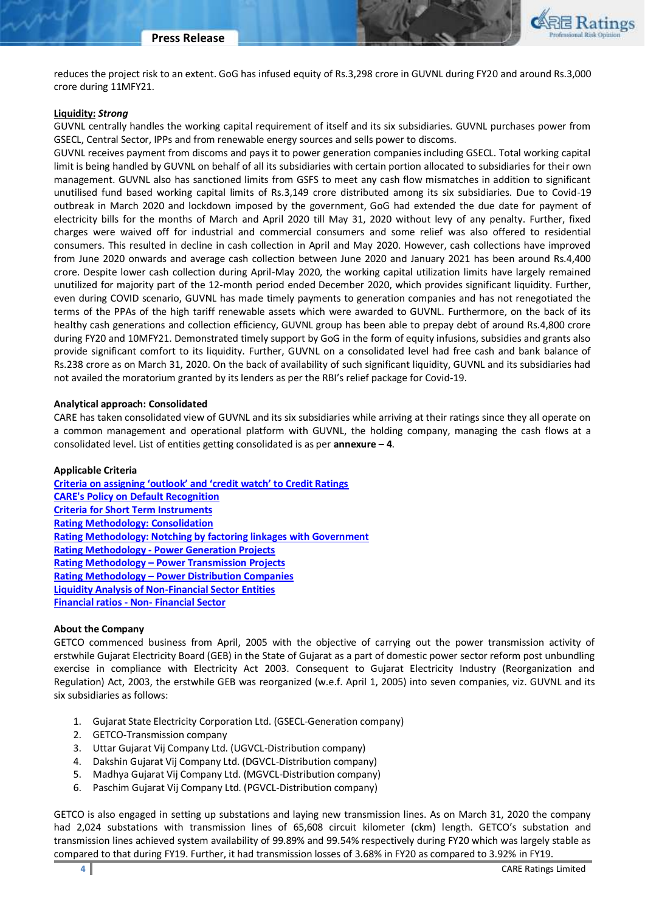reduces the project risk to an extent. GoG has infused equity of Rs.3,298 crore in GUVNL during FY20 and around Rs.3,000 crore during 11MFY21.

**Liquidity:** ***Strong***

GUVNL centrally handles the working capital requirement of itself and its six subsidiaries. GUVNL purchases power from GSECL, Central Sector, IPPs and from renewable energy sources and sells power to discoms.

GUVNL receives payment from discoms and pays it to power generation companies including GSECL. Total working capital limit is being handled by GUVNL on behalf of all its subsidiaries with certain portion allocated to subsidiaries for their own management. GUVNL also has sanctioned limits from GSFS to meet any cash flow mismatches in addition to significant unutilised fund based working capital limits of Rs.3,149 crore distributed among its six subsidiaries. Due to Covid-19 outbreak in March 2020 and lockdown imposed by the government, GoG had extended the due date for payment of electricity bills for the months of March and April 2020 till May 31, 2020 without levy of any penalty. Further, fixed charges were waived off for industrial and commercial consumers and some relief was also offered to residential consumers. This resulted in decline in cash collection in April and May 2020. However, cash collections have improved from June 2020 onwards and average cash collection between June 2020 and January 2021 has been around Rs.4,400 crore. Despite lower cash collection during April-May 2020, the working capital utilization limits have largely remained unutilized for majority part of the 12-month period ended December 2020, which provides significant liquidity. Further, even during COVID scenario, GUVNL has made timely payments to generation companies and has not renegotiated the terms of the PPAs of the high tariff renewable assets which were awarded to GUVNL. Furthermore, on the back of its healthy cash generations and collection efficiency, GUVNL group has been able to prepay debt of around Rs.4,800 crore during FY20 and 10MFY21. Demonstrated timely support by GoG in the form of equity infusions, subsidies and grants also provide significant comfort to its liquidity. Further, GUVNL on a consolidated level had free cash and bank balance of Rs.238 crore as on March 31, 2020. On the back of availability of such significant liquidity, GUVNL and its subsidiaries had not availed the moratorium granted by its lenders as per the RBI's relief package for Covid-19.

**Analytical approach: Consolidated**

CARE has taken consolidated view of GUVNL and its six subsidiaries while arriving at their ratings since they all operate on a common management and operational platform with GUVNL, the holding company, managing the cash flows at a consolidated level. List of entities getting consolidated is as per **annexure – 4**.

**Applicable Criteria**

Criteria on assigning 'outlook' and 'credit watch' to Credit Ratings
CARE's Policy on Default Recognition
Criteria for Short Term Instruments
Rating Methodology: Consolidation
Rating Methodology: Notching by factoring linkages with Government
Rating Methodology - Power Generation Projects
Rating Methodology – Power Transmission Projects
Rating Methodology – Power Distribution Companies
Liquidity Analysis of Non-Financial Sector Entities
Financial ratios - Non- Financial Sector

**About the Company**

GETCO commenced business from April, 2005 with the objective of carrying out the power transmission activity of erstwhile Gujarat Electricity Board (GEB) in the State of Gujarat as a part of domestic power sector reform post unbundling exercise in compliance with Electricity Act 2003. Consequent to Gujarat Electricity Industry (Reorganization and Regulation) Act, 2003, the erstwhile GEB was reorganized (w.e.f. April 1, 2005) into seven companies, viz. GUVNL and its six subsidiaries as follows:

1. Gujarat State Electricity Corporation Ltd. (GSECL-Generation company)
2. GETCO-Transmission company
3. Uttar Gujarat Vij Company Ltd. (UGVCL-Distribution company)
4. Dakshin Gujarat Vij Company Ltd. (DGVCL-Distribution company)
5. Madhya Gujarat Vij Company Ltd. (MGVCL-Distribution company)
6. Paschim Gujarat Vij Company Ltd. (PGVCL-Distribution company)

GETCO is also engaged in setting up substations and laying new transmission lines. As on March 31, 2020 the company had 2,024 substations with transmission lines of 65,608 circuit kilometer (ckm) length. GETCO's substation and transmission lines achieved system availability of 99.89% and 99.54% respectively during FY20 which was largely stable as compared to that during FY19. Further, it had transmission losses of 3.68% in FY20 as compared to 3.92% in FY19.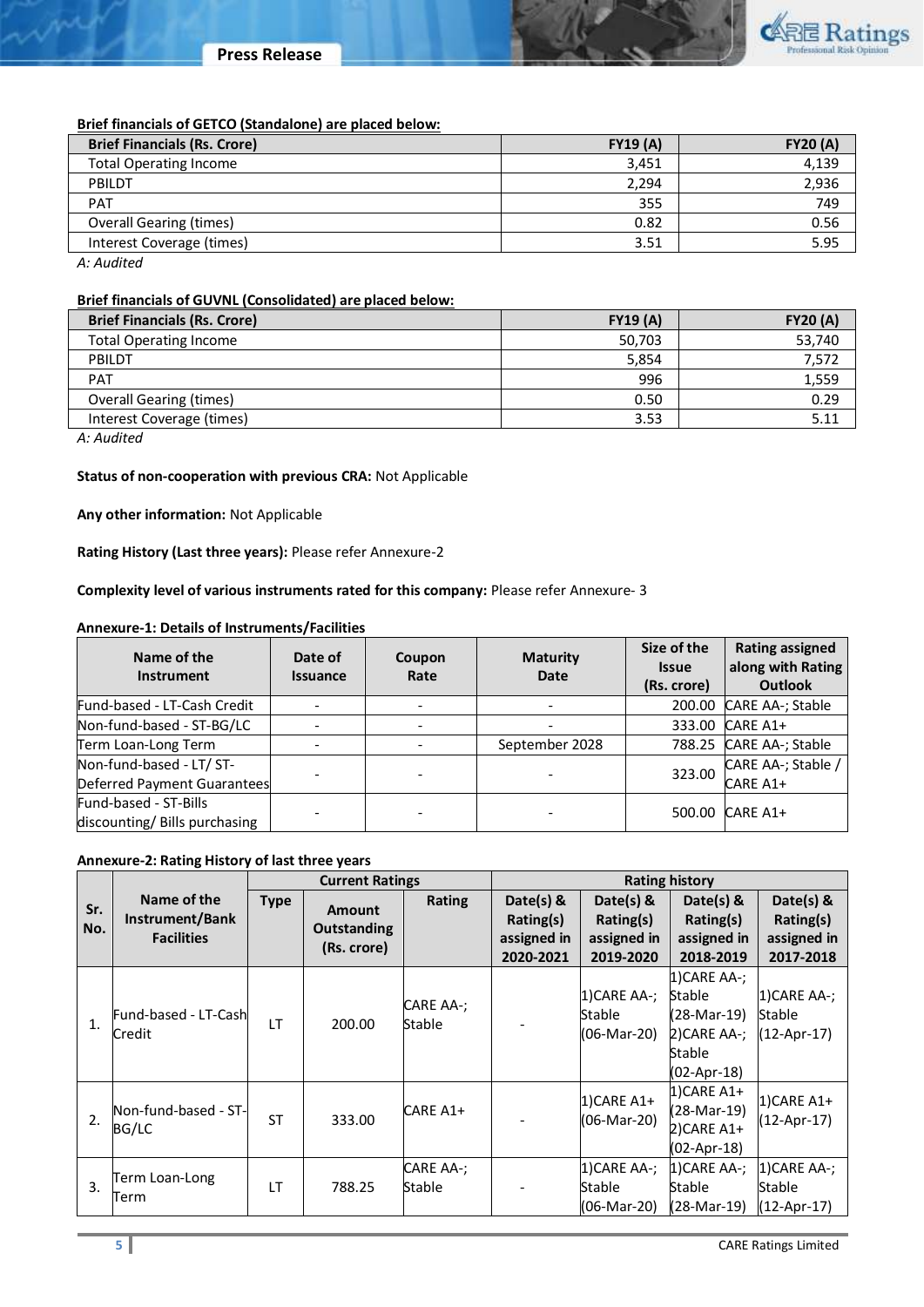**Brief financials of GETCO (Standalone) are placed below:**

| Brief Financials (Rs. Crore) | FY19 (A) | FY20 (A) |
|---|---|---|
| Total Operating Income | 3,451 | 4,139 |
| PBILDT | 2,294 | 2,936 |
| PAT | 355 | 749 |
| Overall Gearing (times) | 0.82 | 0.56 |
| Interest Coverage (times) | 3.51 | 5.95 |

*A: Audited*

**Brief financials of GUVNL (Consolidated) are placed below:**

| Brief Financials (Rs. Crore) | FY19 (A) | FY20 (A) |
|---|---|---|
| Total Operating Income | 50,703 | 53,740 |
| PBILDT | 5,854 | 7,572 |
| PAT | 996 | 1,559 |
| Overall Gearing (times) | 0.50 | 0.29 |
| Interest Coverage (times) | 3.53 | 5.11 |

*A: Audited*

**Status of non-cooperation with previous CRA:** Not Applicable

**Any other information:** Not Applicable

**Rating History (Last three years):** Please refer Annexure-2

**Complexity level of various instruments rated for this company:** Please refer Annexure- 3

**Annexure-1: Details of Instruments/Facilities**

| Name of the Instrument | Date of Issuance | Coupon Rate | Maturity Date | Size of the Issue (Rs. crore) | Rating assigned along with Rating Outlook |
|---|---|---|---|---|---|
| Fund-based - LT-Cash Credit | - | - | - | 200.00 | CARE AA-; Stable |
| Non-fund-based - ST-BG/LC | - | - | - | 333.00 | CARE A1+ |
| Term Loan-Long Term | - | - | September 2028 | 788.25 | CARE AA-; Stable |
| Non-fund-based - LT/ ST-Deferred Payment Guarantees | - | - | - | 323.00 | CARE AA-; Stable / CARE A1+ |
| Fund-based - ST-Bills discounting/ Bills purchasing | - | - | - | 500.00 | CARE A1+ |

**Annexure-2: Rating History of last three years**

| Sr. No. | Name of the Instrument/Bank Facilities | Current Ratings | | | Rating history | | | |
|---|---|---|---|---|---|---|---|---|
| | | Type | Amount Outstanding (Rs. crore) | Rating | Date(s) & Rating(s) assigned in 2020-2021 | Date(s) & Rating(s) assigned in 2019-2020 | Date(s) & Rating(s) assigned in 2018-2019 | Date(s) & Rating(s) assigned in 2017-2018 |
| 1. | Fund-based - LT-Cash Credit | LT | 200.00 | CARE AA-; Stable | - | 1)CARE AA-; Stable (06-Mar-20) | 1)CARE AA-; Stable (28-Mar-19) 2)CARE AA-; Stable (02-Apr-18) | 1)CARE AA-; Stable (12-Apr-17) |
| 2. | Non-fund-based - ST-BG/LC | ST | 333.00 | CARE A1+ | - | 1)CARE A1+ (06-Mar-20) | 1)CARE A1+ (28-Mar-19) 2)CARE A1+ (02-Apr-18) | 1)CARE A1+ (12-Apr-17) |
| 3. | Term Loan-Long Term | LT | 788.25 | CARE AA-; Stable | - | 1)CARE AA-; Stable (06-Mar-20) | 1)CARE AA-; Stable (28-Mar-19) | 1)CARE AA-; Stable (12-Apr-17) |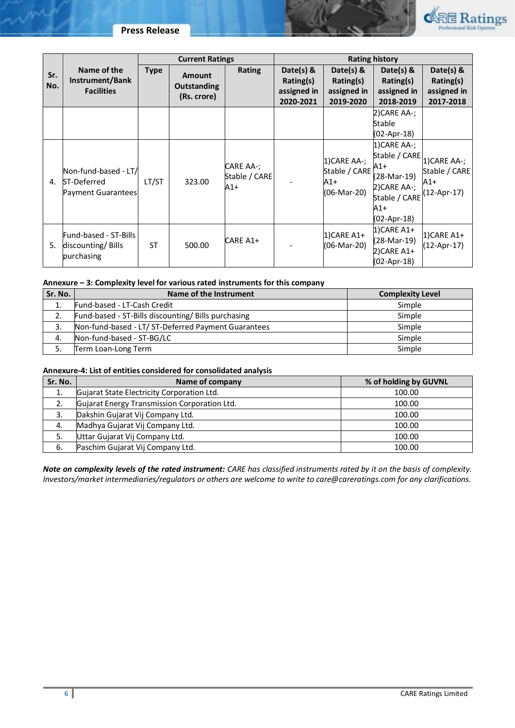| Sr. No. | Name of the Instrument/Bank Facilities | Current Ratings | | | Rating history | | | |
|---|---|---|---|---|---|---|---|---|
| | | Type | Amount Outstanding (Rs. crore) | Rating | Date(s) & Rating(s) assigned in 2020-2021 | Date(s) & Rating(s) assigned in 2019-2020 | Date(s) & Rating(s) assigned in 2018-2019 | Date(s) & Rating(s) assigned in 2017-2018 |
| | | | | | | | 2)CARE AA-; Stable (02-Apr-18) | |
| 4. | Non-fund-based - LT/ ST-Deferred Payment Guarantees | LT/ST | 323.00 | CARE AA-; Stable / CARE A1+ | - | 1)CARE AA-; Stable / CARE A1+ (06-Mar-20) | 1)CARE AA-; Stable / CARE A1+ (28-Mar-19) 2)CARE AA-; Stable / CARE A1+ (02-Apr-18) | 1)CARE AA-; Stable / CARE A1+ (12-Apr-17) |
| 5. | Fund-based - ST-Bills discounting/ Bills purchasing | ST | 500.00 | CARE A1+ | - | 1)CARE A1+ (06-Mar-20) | 1)CARE A1+ (28-Mar-19) 2)CARE A1+ (02-Apr-18) | 1)CARE A1+ (12-Apr-17) |

**Annexure – 3: Complexity level for various rated instruments for this company**

| Sr. No. | Name of the Instrument | Complexity Level |
|---|---|---|
| 1. | Fund-based - LT-Cash Credit | Simple |
| 2. | Fund-based - ST-Bills discounting/ Bills purchasing | Simple |
| 3. | Non-fund-based - LT/ ST-Deferred Payment Guarantees | Simple |
| 4. | Non-fund-based - ST-BG/LC | Simple |
| 5. | Term Loan-Long Term | Simple |

**Annexure-4: List of entities considered for consolidated analysis**

| Sr. No. | Name of company | % of holding by GUVNL |
|---|---|---|
| 1. | Gujarat State Electricity Corporation Ltd. | 100.00 |
| 2. | Gujarat Energy Transmission Corporation Ltd. | 100.00 |
| 3. | Dakshin Gujarat Vij Company Ltd. | 100.00 |
| 4. | Madhya Gujarat Vij Company Ltd. | 100.00 |
| 5. | Uttar Gujarat Vij Company Ltd. | 100.00 |
| 6. | Paschim Gujarat Vij Company Ltd. | 100.00 |

***Note on complexity levels of the rated instrument:*** *CARE has classified instruments rated by it on the basis of complexity. Investors/market intermediaries/regulators or others are welcome to write to care@careratings.com for any clarifications.*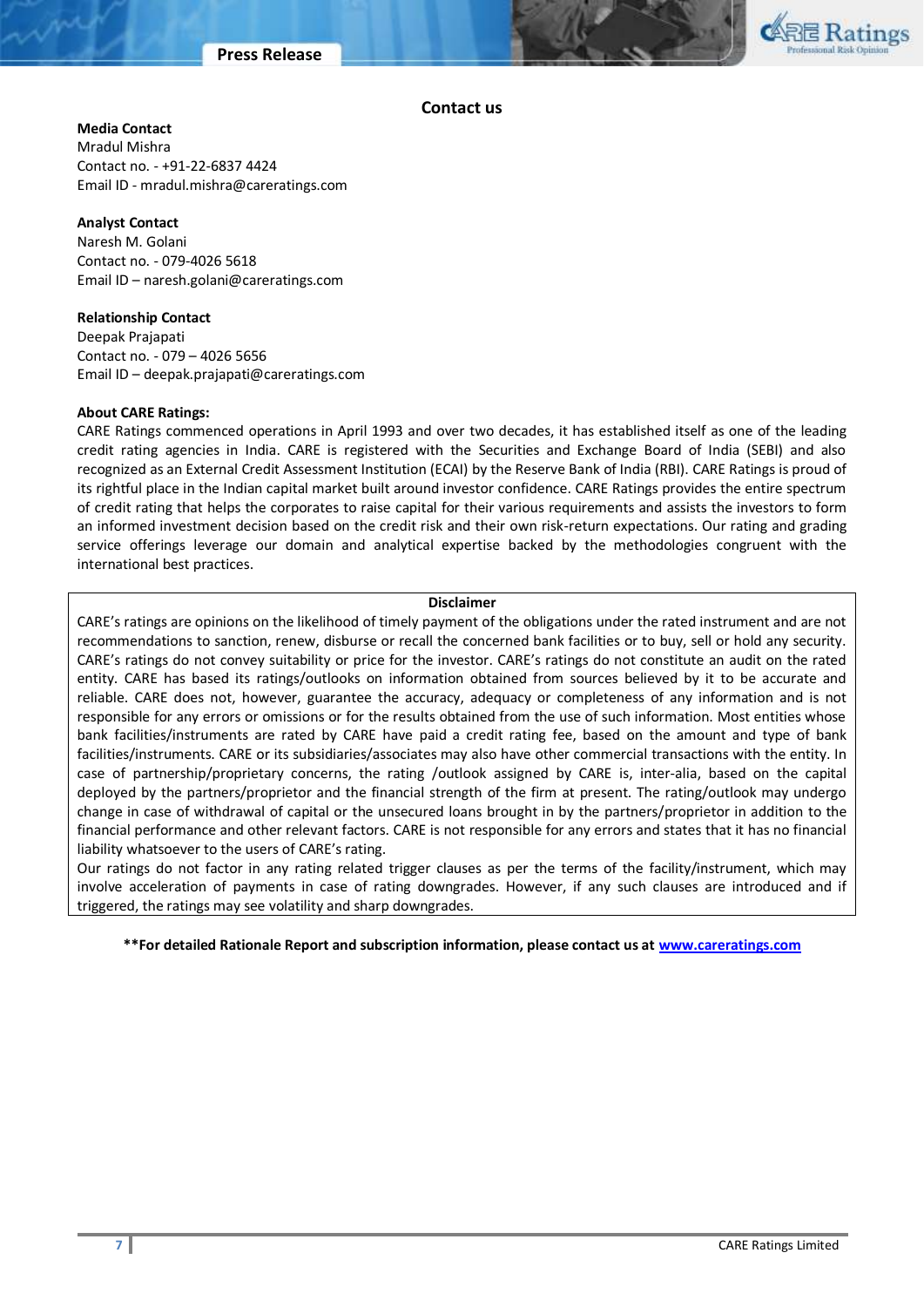## Contact us

**Media Contact**
Mradul Mishra
Contact no. - +91-22-6837 4424
Email ID - mradul.mishra@careratings.com

**Analyst Contact**
Naresh M. Golani
Contact no. - 079-4026 5618
Email ID – naresh.golani@careratings.com

**Relationship Contact**
Deepak Prajapati
Contact no. - 079 – 4026 5656
Email ID – deepak.prajapati@careratings.com

**About CARE Ratings:**
CARE Ratings commenced operations in April 1993 and over two decades, it has established itself as one of the leading credit rating agencies in India. CARE is registered with the Securities and Exchange Board of India (SEBI) and also recognized as an External Credit Assessment Institution (ECAI) by the Reserve Bank of India (RBI). CARE Ratings is proud of its rightful place in the Indian capital market built around investor confidence. CARE Ratings provides the entire spectrum of credit rating that helps the corporates to raise capital for their various requirements and assists the investors to form an informed investment decision based on the credit risk and their own risk-return expectations. Our rating and grading service offerings leverage our domain and analytical expertise backed by the methodologies congruent with the international best practices.

**Disclaimer**

CARE's ratings are opinions on the likelihood of timely payment of the obligations under the rated instrument and are not recommendations to sanction, renew, disburse or recall the concerned bank facilities or to buy, sell or hold any security. CARE's ratings do not convey suitability or price for the investor. CARE's ratings do not constitute an audit on the rated entity. CARE has based its ratings/outlooks on information obtained from sources believed by it to be accurate and reliable. CARE does not, however, guarantee the accuracy, adequacy or completeness of any information and is not responsible for any errors or omissions or for the results obtained from the use of such information. Most entities whose bank facilities/instruments are rated by CARE have paid a credit rating fee, based on the amount and type of bank facilities/instruments. CARE or its subsidiaries/associates may also have other commercial transactions with the entity. In case of partnership/proprietary concerns, the rating /outlook assigned by CARE is, inter-alia, based on the capital deployed by the partners/proprietor and the financial strength of the firm at present. The rating/outlook may undergo change in case of withdrawal of capital or the unsecured loans brought in by the partners/proprietor in addition to the financial performance and other relevant factors. CARE is not responsible for any errors and states that it has no financial liability whatsoever to the users of CARE's rating.
Our ratings do not factor in any rating related trigger clauses as per the terms of the facility/instrument, which may involve acceleration of payments in case of rating downgrades. However, if any such clauses are introduced and if triggered, the ratings may see volatility and sharp downgrades.

**\*\*For detailed Rationale Report and subscription information, please contact us at [www.careratings.com](http://www.careratings.com)**